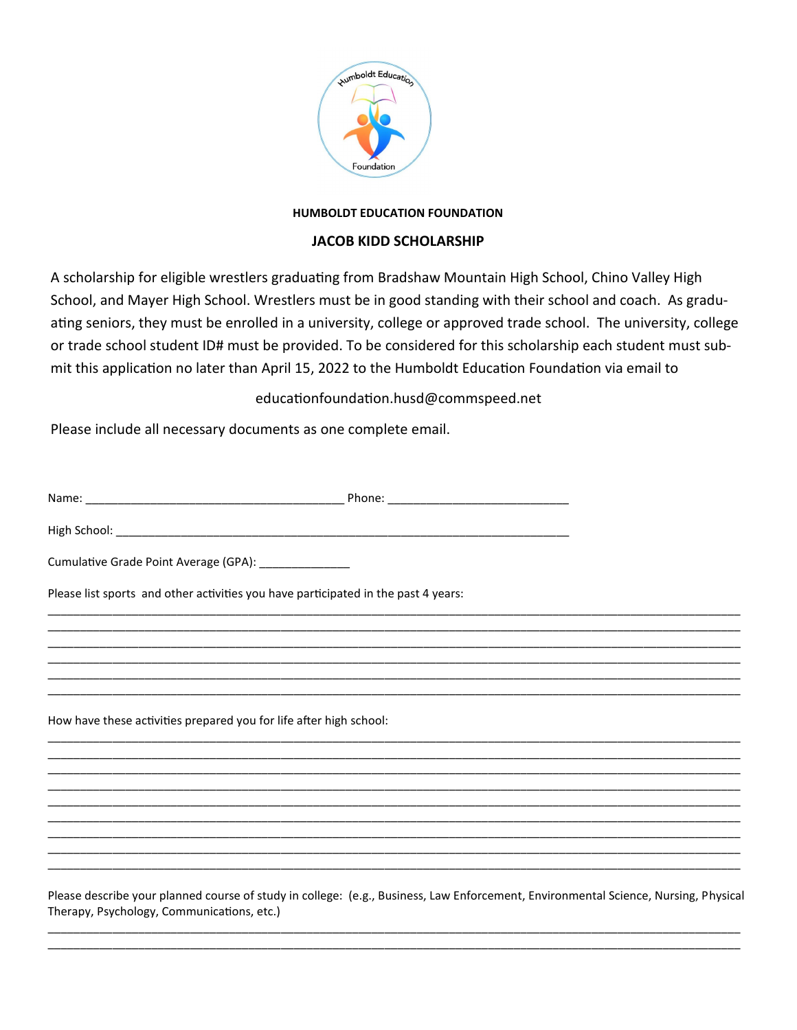**HUMBOLDT EDUCATION FOUNDATION**

**JACOB KIDD SCHOLARSHIP**

A scholarship for eligible wrestlers graduating from Bradshaw Mountain High School, Chino Valley High School, and Mayer High School. Wrestlers must be in good standing with their school and coach. As graduating seniors, they must be enrolled in a university, college or approved trade school. The university, college or trade school student ID# must be provided. To be considered for this scholarship each student must submit this application no later than April 15, 2022 to the Humboldt Education Foundation via email to

educationfoundation.husd@commspeed.net

Please include all necessary documents as one complete email.

Name: ______________________________________ Phone: ___________________________

High School: ________________________________________________________________________

Cumulative Grade Point Average (GPA): ______________

Please list sports and other activities you have participated in the past 4 years:

______________________________________________________________________________________
______________________________________________________________________________________
______________________________________________________________________________________
______________________________________________________________________________________
______________________________________________________________________________________
______________________________________________________________________________________

How have these activities prepared you for life after high school:

______________________________________________________________________________________
______________________________________________________________________________________
______________________________________________________________________________________
______________________________________________________________________________________
______________________________________________________________________________________
______________________________________________________________________________________
______________________________________________________________________________________
______________________________________________________________________________________
______________________________________________________________________________________

Please describe your planned course of study in college: (e.g., Business, Law Enforcement, Environmental Science, Nursing, Physical Therapy, Psychology, Communications, etc.)

______________________________________________________________________________________
______________________________________________________________________________________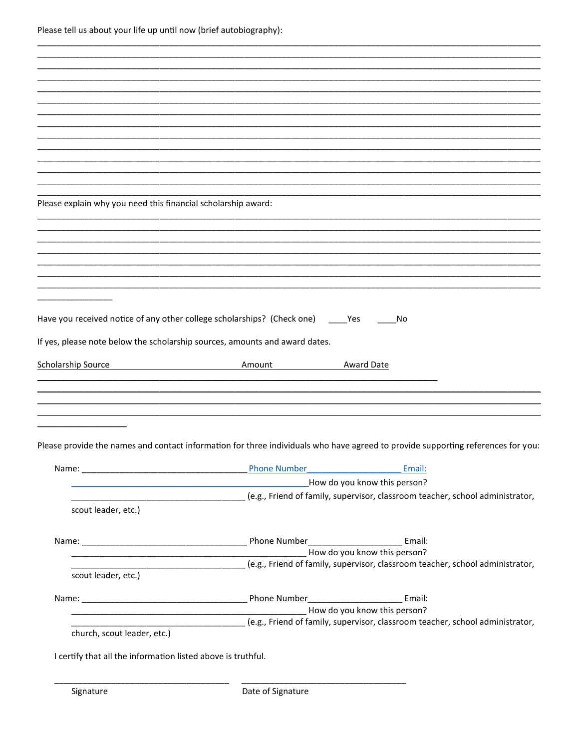Please tell us about your life up until now (brief autobiography):

______________________________________________________________________________________________
______________________________________________________________________________________________
______________________________________________________________________________________________
______________________________________________________________________________________________
______________________________________________________________________________________________
______________________________________________________________________________________________
______________________________________________________________________________________________
______________________________________________________________________________________________
______________________________________________________________________________________________
______________________________________________________________________________________________
______________________________________________________________________________________________
______________________________________________________________________________________________
______________________________________________________________________________________________
______________________________________________________________________________________________

Please explain why you need this financial scholarship award:

______________________________________________________________________________________________
______________________________________________________________________________________________
______________________________________________________________________________________________
______________________________________________________________________________________________
______________________________________________________________________________________________
______________________________________________________________________________________________
______________________________________________________________________________________________
________________

Have you received notice of any other college scholarships? (Check one) ____Yes ____No

If yes, please note below the scholarship sources, amounts and award dates.

| Scholarship Source | Amount | Award Date |
| --- | --- | --- |
| | | |
| | | |
| | | |
| | | |

Please provide the names and contact information for three individuals who have agreed to provide supporting references for you:

Name: ___________________________________ Phone Number____________________ Email: _________________________________________________ How do you know this person? ____________________________________ (e.g., Friend of family, supervisor, classroom teacher, school administrator, scout leader, etc.)

Name: ___________________________________ Phone Number____________________ Email: _________________________________________________ How do you know this person? ____________________________________ (e.g., Friend of family, supervisor, classroom teacher, school administrator, scout leader, etc.)

Name: ___________________________________ Phone Number____________________ Email: _________________________________________________ How do you know this person? ____________________________________ (e.g., Friend of family, supervisor, classroom teacher, school administrator, church, scout leader, etc.)

I certify that all the information listed above is truthful.

_____________________________________ _____________________________________

Signature Date of Signature